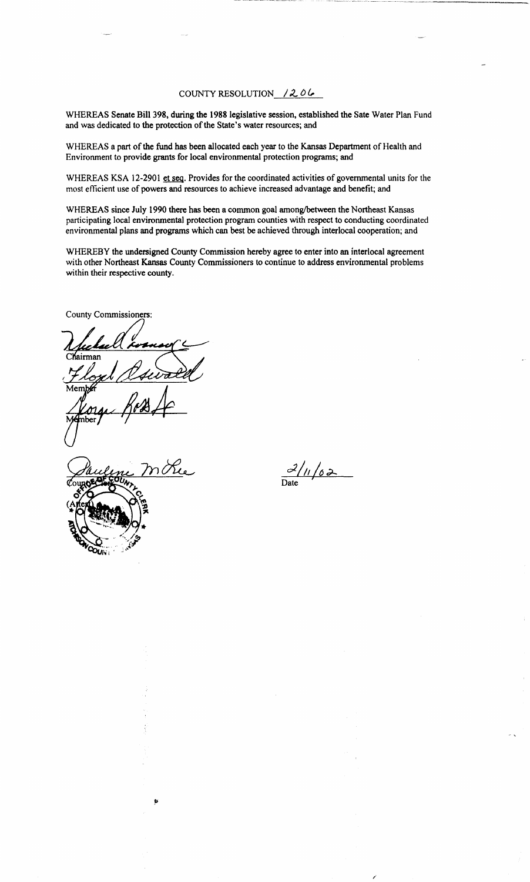# COUNTY RESOLUTION 1206

WHEREAS Senate Bill 398, during the 1988 legislative session, established the Sate Water Plan Fund and was dedicated to the protection of the State's water resources; and

WHEREAS a part of the fund has been allocated each year to the Kansas Department of Health and Environment to provide grants for local environmental protection programs; and

WHEREAS KSA 12-2901 et seq. Provides for the coordinated activities of governmental units for the most efficient use of powers and resources to achieve increased advantage and benefit; and

WHEREAS since July 1990 there has been a common goal among/between the Northeast Kansas participating local environmental protection program counties with respect to conducting coordinated environmental plans and programs which can best be achieved through interlocal cooperation; and

WHEREBY the undersigned County Commission hereby agree to enter into an interlocal agreement with other Northeast Kansas County Commissioners to continue to address environmental problems within their respective county.

County Commissioners:

Chairman

Member

Member

County Clerk
(Attest)

2/11/02
Date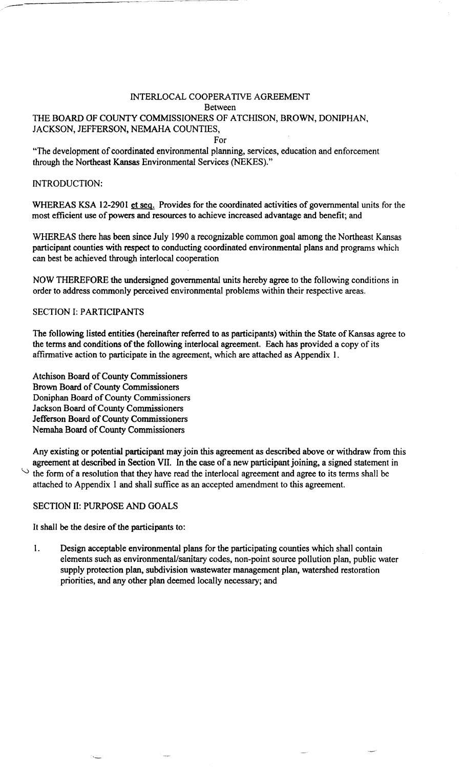INTERLOCAL COOPERATIVE AGREEMENT

Between

THE BOARD OF COUNTY COMMISSIONERS OF ATCHISON, BROWN, DONIPHAN, JACKSON, JEFFERSON, NEMAHA COUNTIES,

For

"The development of coordinated environmental planning, services, education and enforcement through the Northeast Kansas Environmental Services (NEKES)."

INTRODUCTION:

WHEREAS KSA 12-2901 et seq. Provides for the coordinated activities of governmental units for the most efficient use of powers and resources to achieve increased advantage and benefit; and

WHEREAS there has been since July 1990 a recognizable common goal among the Northeast Kansas participant counties with respect to conducting coordinated environmental plans and programs which can best be achieved through interlocal cooperation

NOW THEREFORE the undersigned governmental units hereby agree to the following conditions in order to address commonly perceived environmental problems within their respective areas.

SECTION I: PARTICIPANTS

The following listed entities (hereinafter referred to as participants) within the State of Kansas agree to the terms and conditions of the following interlocal agreement. Each has provided a copy of its affirmative action to participate in the agreement, which are attached as Appendix 1.

Atchison Board of County Commissioners
Brown Board of County Commissioners
Doniphan Board of County Commissioners
Jackson Board of County Commissioners
Jefferson Board of County Commissioners
Nemaha Board of County Commissioners

Any existing or potential participant may join this agreement as described above or withdraw from this agreement at described in Section VII. In the case of a new participant joining, a signed statement in the form of a resolution that they have read the interlocal agreement and agree to its terms shall be attached to Appendix 1 and shall suffice as an accepted amendment to this agreement.

SECTION II: PURPOSE AND GOALS

It shall be the desire of the participants to:

1. Design acceptable environmental plans for the participating counties which shall contain elements such as environmental/sanitary codes, non-point source pollution plan, public water supply protection plan, subdivision wastewater management plan, watershed restoration priorities, and any other plan deemed locally necessary; and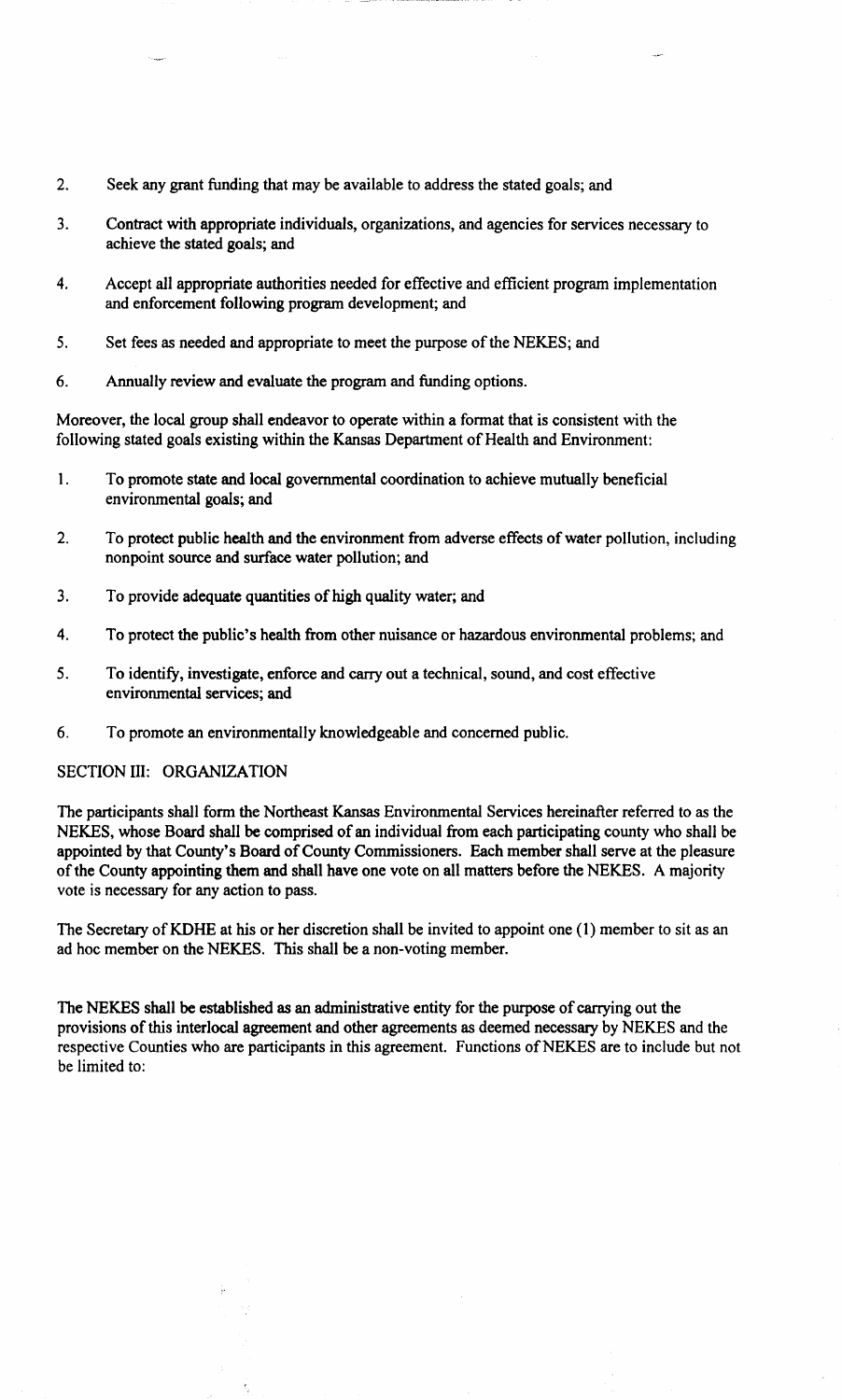2. Seek any grant funding that may be available to address the stated goals; and

3. Contract with appropriate individuals, organizations, and agencies for services necessary to achieve the stated goals; and

4. Accept all appropriate authorities needed for effective and efficient program implementation and enforcement following program development; and

5. Set fees as needed and appropriate to meet the purpose of the NEKES; and

6. Annually review and evaluate the program and funding options.

Moreover, the local group shall endeavor to operate within a format that is consistent with the following stated goals existing within the Kansas Department of Health and Environment:

1. To promote state and local governmental coordination to achieve mutually beneficial environmental goals; and

2. To protect public health and the environment from adverse effects of water pollution, including nonpoint source and surface water pollution; and

3. To provide adequate quantities of high quality water; and

4. To protect the public's health from other nuisance or hazardous environmental problems; and

5. To identify, investigate, enforce and carry out a technical, sound, and cost effective environmental services; and

6. To promote an environmentally knowledgeable and concerned public.

SECTION III: ORGANIZATION

The participants shall form the Northeast Kansas Environmental Services hereinafter referred to as the NEKES, whose Board shall be comprised of an individual from each participating county who shall be appointed by that County's Board of County Commissioners. Each member shall serve at the pleasure of the County appointing them and shall have one vote on all matters before the NEKES. A majority vote is necessary for any action to pass.

The Secretary of KDHE at his or her discretion shall be invited to appoint one (1) member to sit as an ad hoc member on the NEKES. This shall be a non-voting member.

The NEKES shall be established as an administrative entity for the purpose of carrying out the provisions of this interlocal agreement and other agreements as deemed necessary by NEKES and the respective Counties who are participants in this agreement. Functions of NEKES are to include but not be limited to: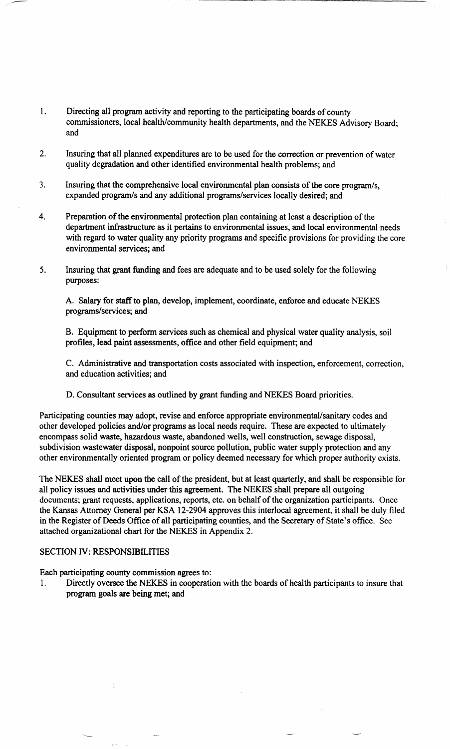1. Directing all program activity and reporting to the participating boards of county commissioners, local health/community health departments, and the NEKES Advisory Board; and

2. Insuring that all planned expenditures are to be used for the correction or prevention of water quality degradation and other identified environmental health problems; and

3. Insuring that the comprehensive local environmental plan consists of the core program/s, expanded program/s and any additional programs/services locally desired; and

4. Preparation of the environmental protection plan containing at least a description of the department infrastructure as it pertains to environmental issues, and local environmental needs with regard to water quality any priority programs and specific provisions for providing the core environmental services; and

5. Insuring that grant funding and fees are adequate and to be used solely for the following purposes:

   A. Salary for staff to plan, develop, implement, coordinate, enforce and educate NEKES programs/services; and

   B. Equipment to perform services such as chemical and physical water quality analysis, soil profiles, lead paint assessments, office and other field equipment; and

   C. Administrative and transportation costs associated with inspection, enforcement, correction, and education activities; and

   D. Consultant services as outlined by grant funding and NEKES Board priorities.

Participating counties may adopt, revise and enforce appropriate environmental/sanitary codes and other developed policies and/or programs as local needs require. These are expected to ultimately encompass solid waste, hazardous waste, abandoned wells, well construction, sewage disposal, subdivision wastewater disposal, nonpoint source pollution, public water supply protection and any other environmentally oriented program or policy deemed necessary for which proper authority exists.

The NEKES shall meet upon the call of the president, but at least quarterly, and shall be responsible for all policy issues and activities under this agreement. The NEKES shall prepare all outgoing documents; grant requests, applications, reports, etc. on behalf of the organization participants. Once the Kansas Attorney General per KSA 12-2904 approves this interlocal agreement, it shall be duly filed in the Register of Deeds Office of all participating counties, and the Secretary of State's office. See attached organizational chart for the NEKES in Appendix 2.

## SECTION IV: RESPONSIBILITIES

Each participating county commission agrees to:

1. Directly oversee the NEKES in cooperation with the boards of health participants to insure that program goals are being met; and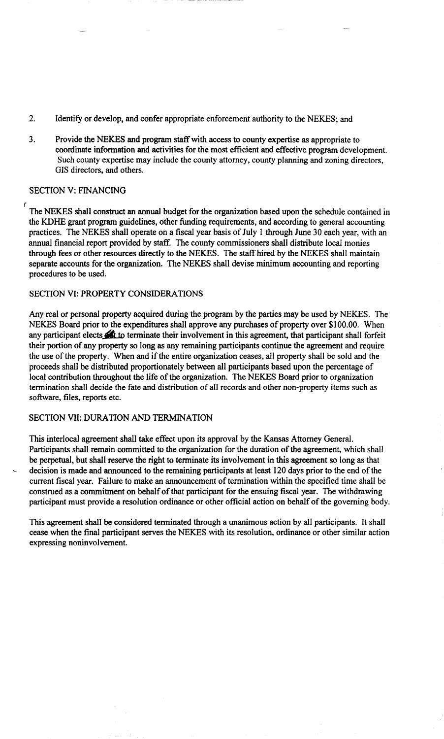2. Identify or develop, and confer appropriate enforcement authority to the NEKES; and

3. Provide the NEKES and program staff with access to county expertise as appropriate to coordinate information and activities for the most efficient and effective program development. Such county expertise may include the county attorney, county planning and zoning directors, GIS directors, and others.

SECTION V: FINANCING

The NEKES shall construct an annual budget for the organization based upon the schedule contained in the KDHE grant program guidelines, other funding requirements, and according to general accounting practices. The NEKES shall operate on a fiscal year basis of July 1 through June 30 each year, with an annual financial report provided by staff. The county commissioners shall distribute local monies through fees or other resources directly to the NEKES. The staff hired by the NEKES shall maintain separate accounts for the organization. The NEKES shall devise minimum accounting and reporting procedures to be used.

SECTION VI: PROPERTY CONSIDERATIONS

Any real or personal property acquired during the program by the parties may be used by NEKES. The NEKES Board prior to the expenditures shall approve any purchases of property over $100.00. When any participant elects to terminate their involvement in this agreement, that participant shall forfeit their portion of any property so long as any remaining participants continue the agreement and require the use of the property. When and if the entire organization ceases, all property shall be sold and the proceeds shall be distributed proportionately between all participants based upon the percentage of local contribution throughout the life of the organization. The NEKES Board prior to organization termination shall decide the fate and distribution of all records and other non-property items such as software, files, reports etc.

SECTION VII: DURATION AND TERMINATION

This interlocal agreement shall take effect upon its approval by the Kansas Attorney General. Participants shall remain committed to the organization for the duration of the agreement, which shall be perpetual, but shall reserve the right to terminate its involvement in this agreement so long as that decision is made and announced to the remaining participants at least 120 days prior to the end of the current fiscal year. Failure to make an announcement of termination within the specified time shall be construed as a commitment on behalf of that participant for the ensuing fiscal year. The withdrawing participant must provide a resolution ordinance or other official action on behalf of the governing body.

This agreement shall be considered terminated through a unanimous action by all participants. It shall cease when the final participant serves the NEKES with its resolution, ordinance or other similar action expressing noninvolvement.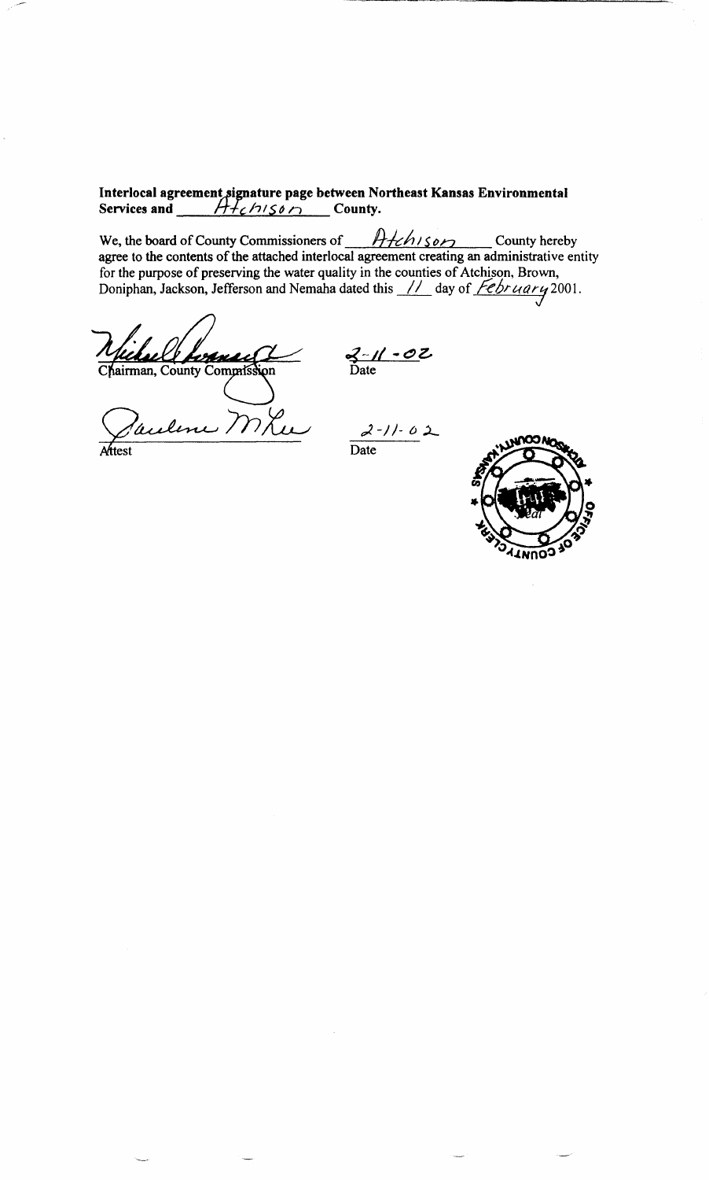**Interlocal agreement signature page between Northeast Kansas Environmental Services and Atchison County.**

We, the board of County Commissioners of Atchison County hereby agree to the contents of the attached interlocal agreement creating an administrative entity for the purpose of preserving the water quality in the counties of Atchison, Brown, Doniphan, Jackson, Jefferson and Nemaha dated this 11 day of February 2001.

Chairman, County Commission — Date: 2-11-02

Attest — Date: 2-11-02

OFFICE OF COUNTY CLERK ATCHISON COUNTY, KANSAS — Seal